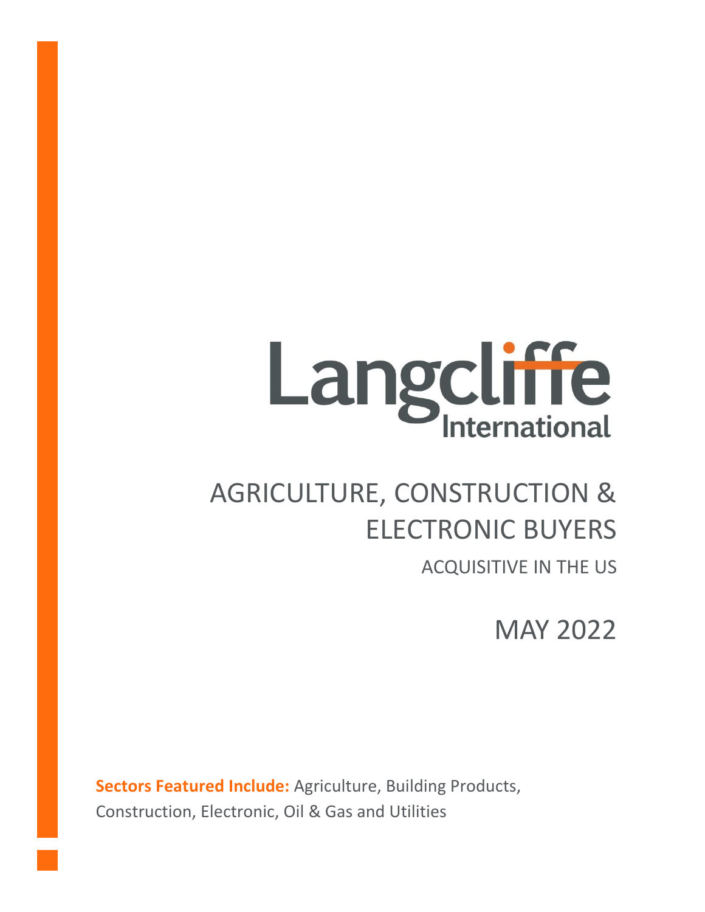# Langcliffe International

# AGRICULTURE, CONSTRUCTION & ELECTRONIC BUYERS

## ACQUISITIVE IN THE US

## MAY 2022

**Sectors Featured Include:** Agriculture, Building Products, Construction, Electronic, Oil & Gas and Utilities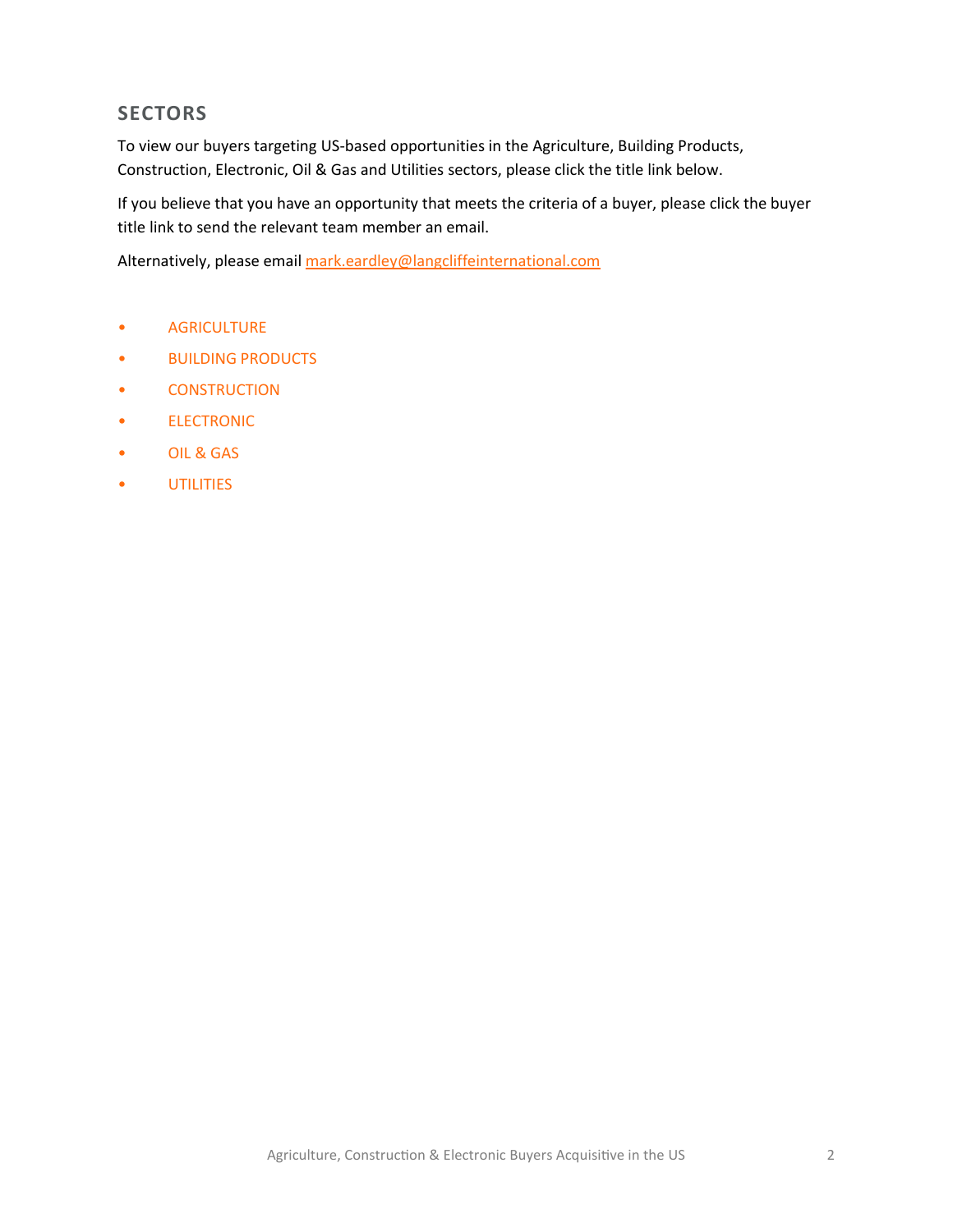## SECTORS

To view our buyers targeting US-based opportunities in the Agriculture, Building Products, Construction, Electronic, Oil & Gas and Utilities sectors, please click the title link below.

If you believe that you have an opportunity that meets the criteria of a buyer, please click the buyer title link to send the relevant team member an email.

Alternatively, please email mark.eardley@langcliffeinternational.com

- AGRICULTURE
- BUILDING PRODUCTS
- CONSTRUCTION
- ELECTRONIC
- OIL & GAS
- UTILITIES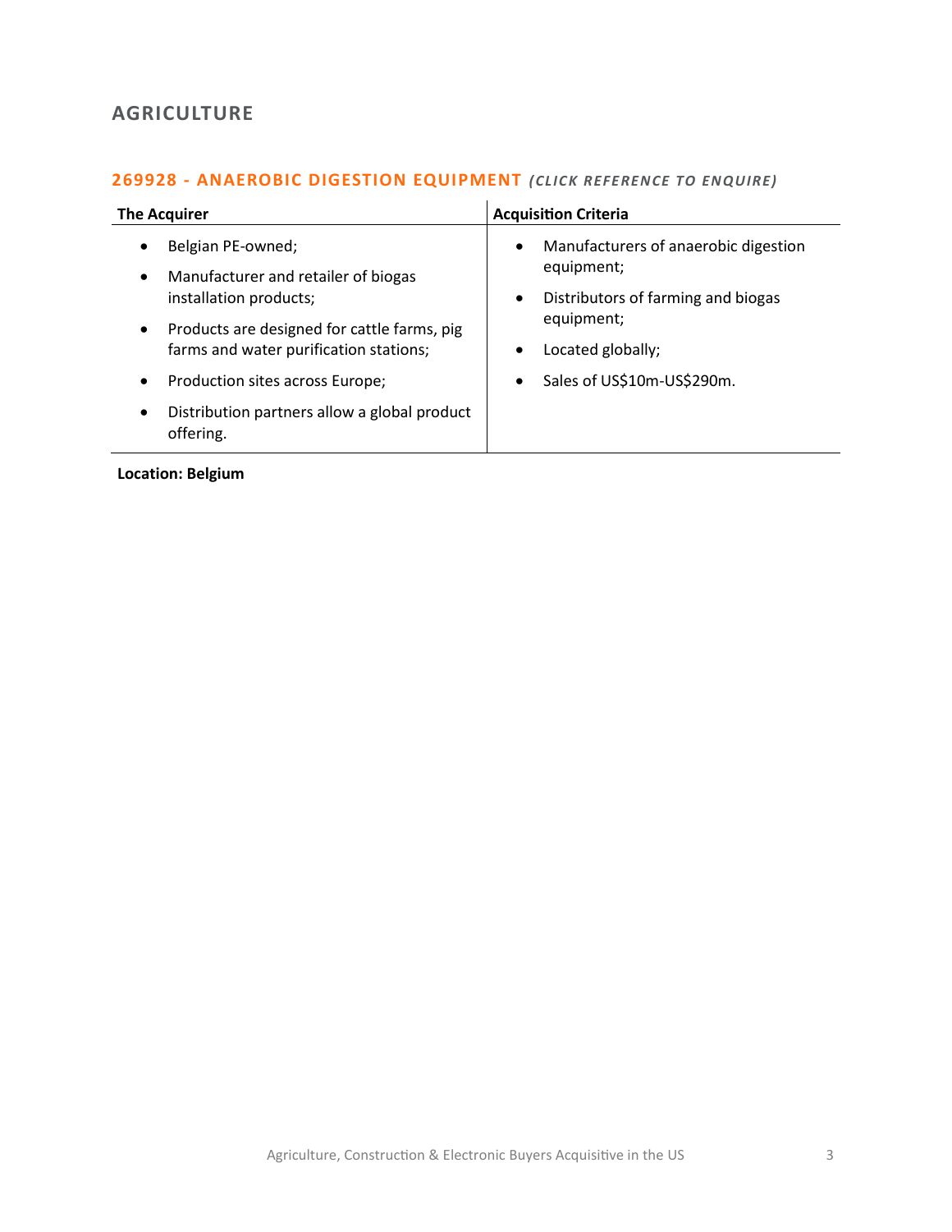## AGRICULTURE

### 269928 - ANAEROBIC DIGESTION EQUIPMENT *(CLICK REFERENCE TO ENQUIRE)*

| The Acquirer | Acquisition Criteria |
| --- | --- |
| • Belgian PE-owned;<br>• Manufacturer and retailer of biogas installation products;<br>• Products are designed for cattle farms, pig farms and water purification stations;<br>• Production sites across Europe;<br>• Distribution partners allow a global product offering. | • Manufacturers of anaerobic digestion equipment;<br>• Distributors of farming and biogas equipment;<br>• Located globally;<br>• Sales of US$10m-US$290m. |

**Location: Belgium**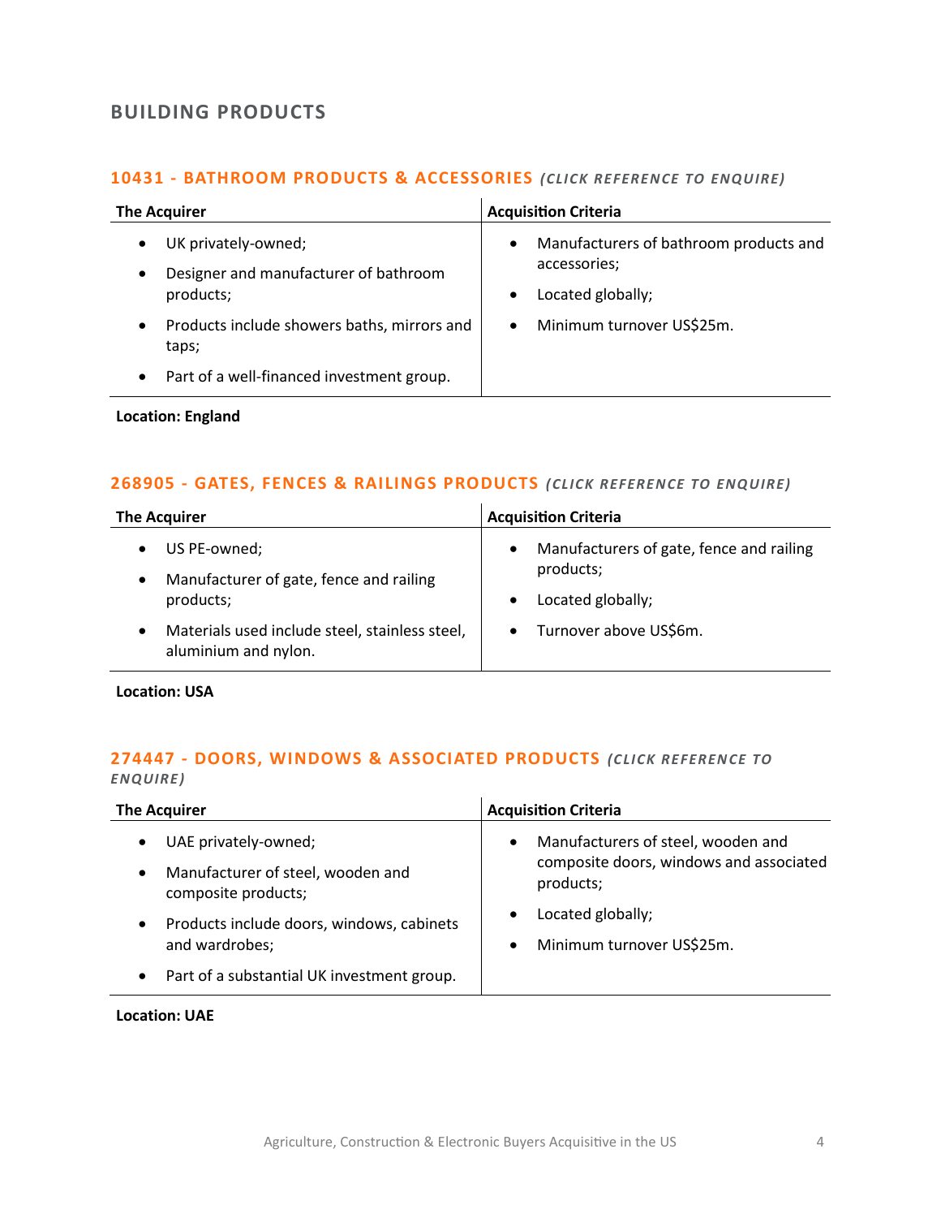## BUILDING PRODUCTS

### 10431 - BATHROOM PRODUCTS & ACCESSORIES *(CLICK REFERENCE TO ENQUIRE)*

| The Acquirer | Acquisition Criteria |
|---|---|
| • UK privately-owned;<br>• Designer and manufacturer of bathroom products;<br>• Products include showers baths, mirrors and taps;<br>• Part of a well-financed investment group. | • Manufacturers of bathroom products and accessories;<br>• Located globally;<br>• Minimum turnover US$25m. |

**Location: England**

### 268905 - GATES, FENCES & RAILINGS PRODUCTS *(CLICK REFERENCE TO ENQUIRE)*

| The Acquirer | Acquisition Criteria |
|---|---|
| • US PE-owned;<br>• Manufacturer of gate, fence and railing products;<br>• Materials used include steel, stainless steel, aluminium and nylon. | • Manufacturers of gate, fence and railing products;<br>• Located globally;<br>• Turnover above US$6m. |

**Location: USA**

### 274447 - DOORS, WINDOWS & ASSOCIATED PRODUCTS *(CLICK REFERENCE TO ENQUIRE)*

| The Acquirer | Acquisition Criteria |
|---|---|
| • UAE privately-owned;<br>• Manufacturer of steel, wooden and composite products;<br>• Products include doors, windows, cabinets and wardrobes;<br>• Part of a substantial UK investment group. | • Manufacturers of steel, wooden and composite doors, windows and associated products;<br>• Located globally;<br>• Minimum turnover US$25m. |

**Location: UAE**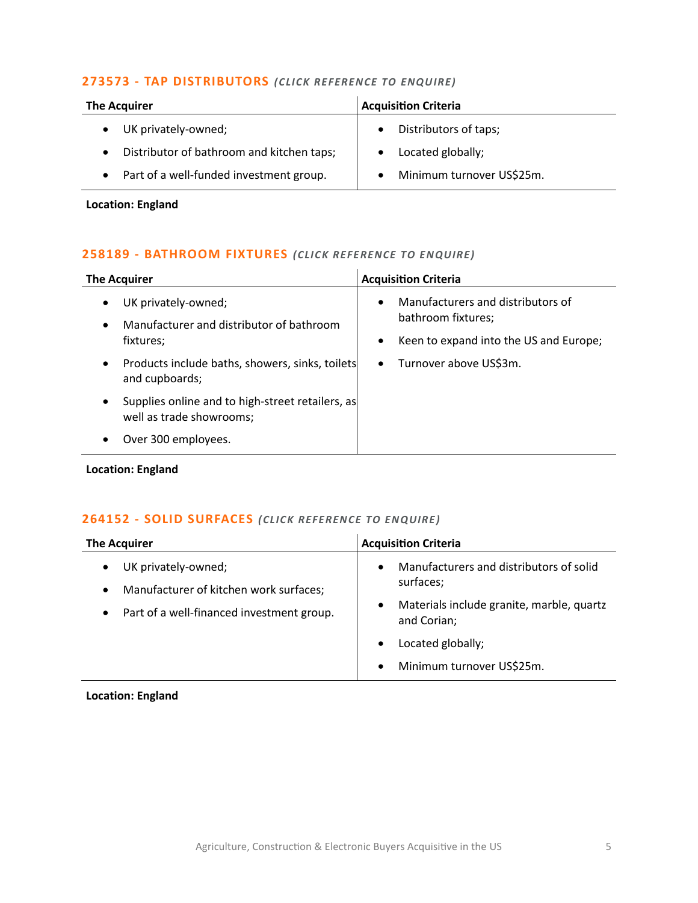### 273573 - TAP DISTRIBUTORS *(CLICK REFERENCE TO ENQUIRE)*

| The Acquirer | Acquisition Criteria |
|---|---|
| • UK privately-owned;<br>• Distributor of bathroom and kitchen taps;<br>• Part of a well-funded investment group. | • Distributors of taps;<br>• Located globally;<br>• Minimum turnover US$25m. |

**Location: England**

### 258189 - BATHROOM FIXTURES *(CLICK REFERENCE TO ENQUIRE)*

| The Acquirer | Acquisition Criteria |
|---|---|
| • UK privately-owned;<br>• Manufacturer and distributor of bathroom fixtures;<br>• Products include baths, showers, sinks, toilets and cupboards;<br>• Supplies online and to high-street retailers, as well as trade showrooms;<br>• Over 300 employees. | • Manufacturers and distributors of bathroom fixtures;<br>• Keen to expand into the US and Europe;<br>• Turnover above US$3m. |

**Location: England**

### 264152 - SOLID SURFACES *(CLICK REFERENCE TO ENQUIRE)*

| The Acquirer | Acquisition Criteria |
|---|---|
| • UK privately-owned;<br>• Manufacturer of kitchen work surfaces;<br>• Part of a well-financed investment group. | • Manufacturers and distributors of solid surfaces;<br>• Materials include granite, marble, quartz and Corian;<br>• Located globally;<br>• Minimum turnover US$25m. |

**Location: England**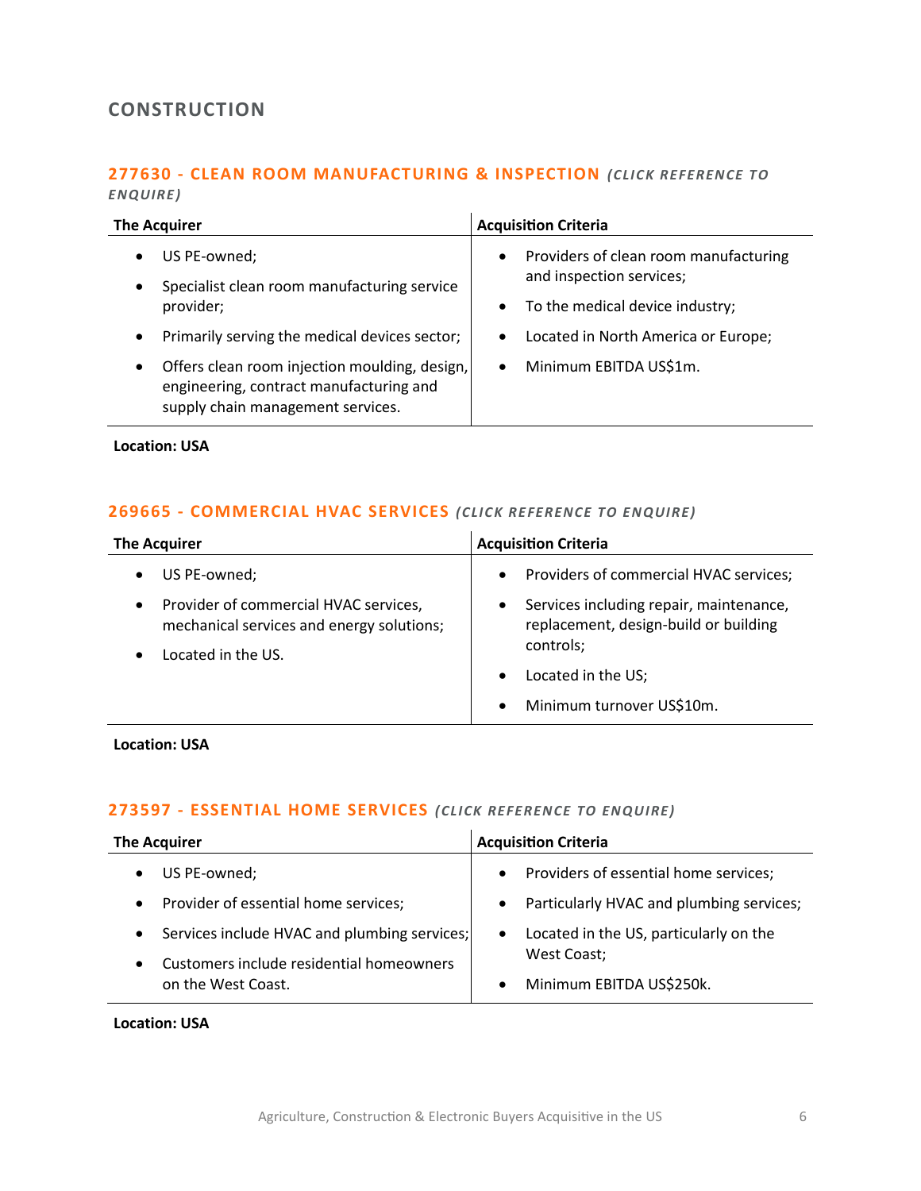## CONSTRUCTION

### 277630 - CLEAN ROOM MANUFACTURING & INSPECTION *(CLICK REFERENCE TO ENQUIRE)*

| The Acquirer | Acquisition Criteria |
|---|---|
| • US PE-owned;<br>• Specialist clean room manufacturing service provider;<br>• Primarily serving the medical devices sector;<br>• Offers clean room injection moulding, design, engineering, contract manufacturing and supply chain management services. | • Providers of clean room manufacturing and inspection services;<br>• To the medical device industry;<br>• Located in North America or Europe;<br>• Minimum EBITDA US$1m. |

**Location: USA**

### 269665 - COMMERCIAL HVAC SERVICES *(CLICK REFERENCE TO ENQUIRE)*

| The Acquirer | Acquisition Criteria |
|---|---|
| • US PE-owned;<br>• Provider of commercial HVAC services, mechanical services and energy solutions;<br>• Located in the US. | • Providers of commercial HVAC services;<br>• Services including repair, maintenance, replacement, design-build or building controls;<br>• Located in the US;<br>• Minimum turnover US$10m. |

**Location: USA**

### 273597 - ESSENTIAL HOME SERVICES *(CLICK REFERENCE TO ENQUIRE)*

| The Acquirer | Acquisition Criteria |
|---|---|
| • US PE-owned;<br>• Provider of essential home services;<br>• Services include HVAC and plumbing services;<br>• Customers include residential homeowners on the West Coast. | • Providers of essential home services;<br>• Particularly HVAC and plumbing services;<br>• Located in the US, particularly on the West Coast;<br>• Minimum EBITDA US$250k. |

**Location: USA**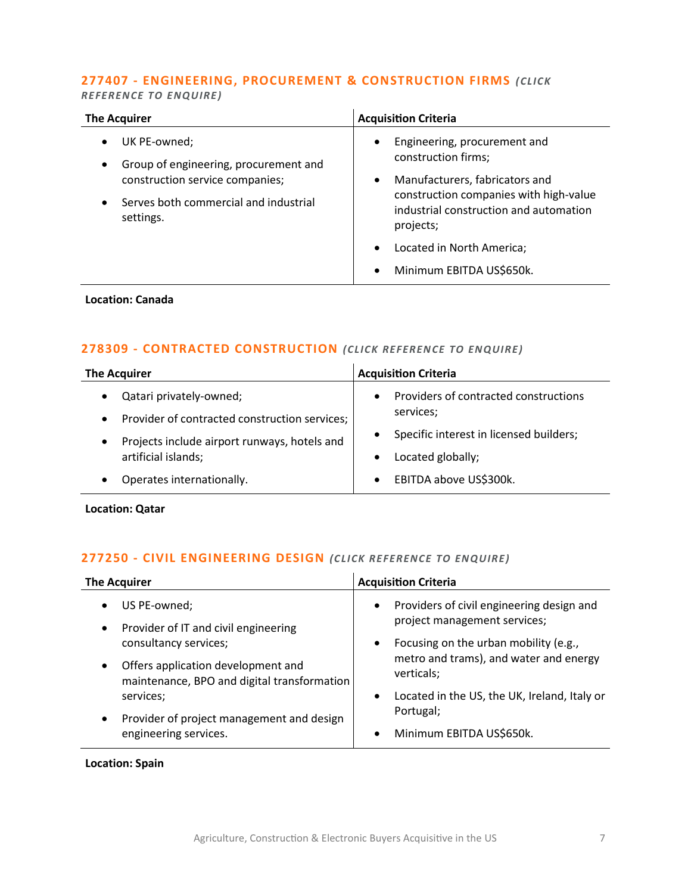### 277407 - ENGINEERING, PROCUREMENT & CONSTRUCTION FIRMS *(CLICK REFERENCE TO ENQUIRE)*

| The Acquirer | Acquisition Criteria |
|---|---|
| • UK PE-owned;<br>• Group of engineering, procurement and construction service companies;<br>• Serves both commercial and industrial settings. | • Engineering, procurement and construction firms;<br>• Manufacturers, fabricators and construction companies with high-value industrial construction and automation projects;<br>• Located in North America;<br>• Minimum EBITDA US$650k. |

**Location: Canada**

### 278309 - CONTRACTED CONSTRUCTION *(CLICK REFERENCE TO ENQUIRE)*

| The Acquirer | Acquisition Criteria |
|---|---|
| • Qatari privately-owned;<br>• Provider of contracted construction services;<br>• Projects include airport runways, hotels and artificial islands;<br>• Operates internationally. | • Providers of contracted constructions services;<br>• Specific interest in licensed builders;<br>• Located globally;<br>• EBITDA above US$300k. |

**Location: Qatar**

### 277250 - CIVIL ENGINEERING DESIGN *(CLICK REFERENCE TO ENQUIRE)*

| The Acquirer | Acquisition Criteria |
|---|---|
| • US PE-owned;<br>• Provider of IT and civil engineering consultancy services;<br>• Offers application development and maintenance, BPO and digital transformation services;<br>• Provider of project management and design engineering services. | • Providers of civil engineering design and project management services;<br>• Focusing on the urban mobility (e.g., metro and trams), and water and energy verticals;<br>• Located in the US, the UK, Ireland, Italy or Portugal;<br>• Minimum EBITDA US$650k. |

**Location: Spain**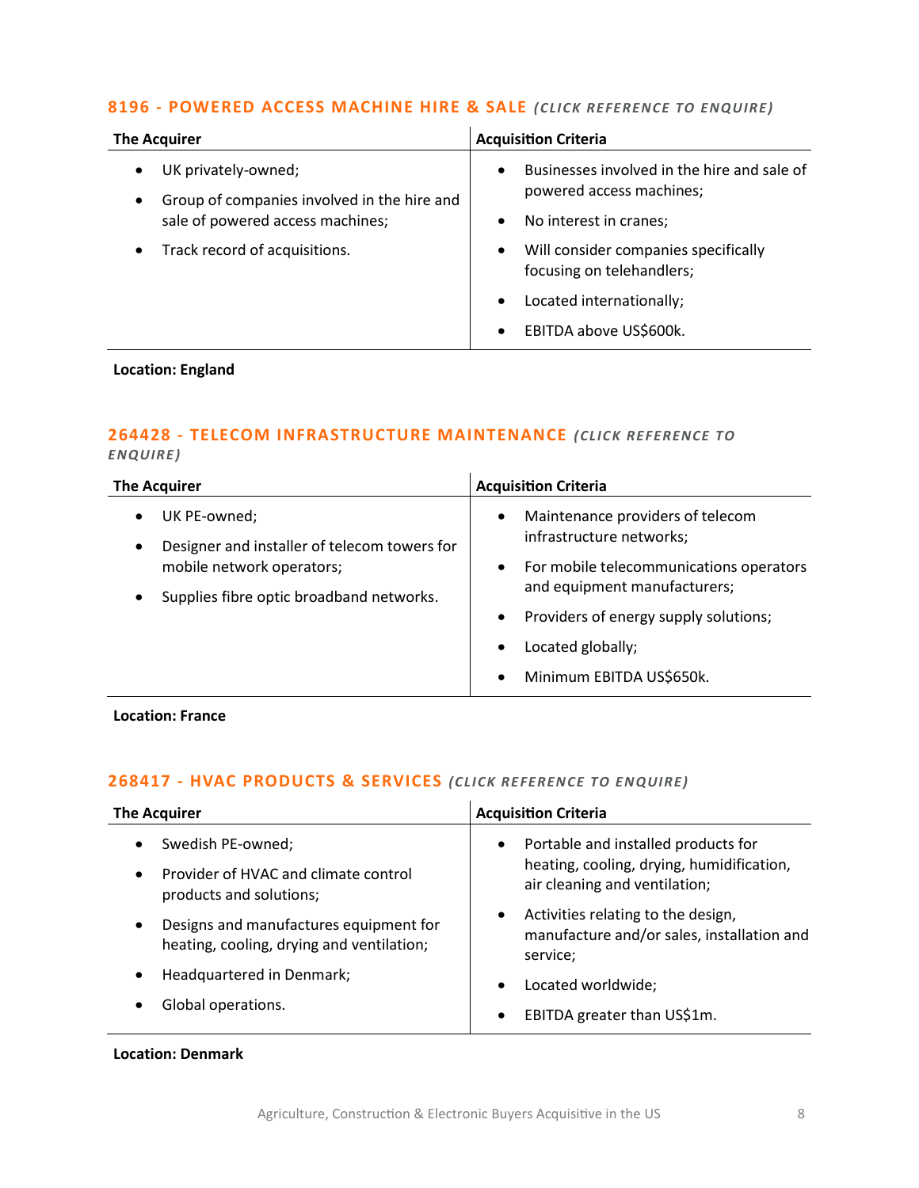### 8196 - POWERED ACCESS MACHINE HIRE & SALE *(CLICK REFERENCE TO ENQUIRE)*

| The Acquirer | Acquisition Criteria |
|---|---|
| • UK privately-owned;<br>• Group of companies involved in the hire and sale of powered access machines;<br>• Track record of acquisitions. | • Businesses involved in the hire and sale of powered access machines;<br>• No interest in cranes;<br>• Will consider companies specifically focusing on telehandlers;<br>• Located internationally;<br>• EBITDA above US$600k. |

**Location: England**

### 264428 - TELECOM INFRASTRUCTURE MAINTENANCE *(CLICK REFERENCE TO ENQUIRE)*

| The Acquirer | Acquisition Criteria |
|---|---|
| • UK PE-owned;<br>• Designer and installer of telecom towers for mobile network operators;<br>• Supplies fibre optic broadband networks. | • Maintenance providers of telecom infrastructure networks;<br>• For mobile telecommunications operators and equipment manufacturers;<br>• Providers of energy supply solutions;<br>• Located globally;<br>• Minimum EBITDA US$650k. |

**Location: France**

### 268417 - HVAC PRODUCTS & SERVICES *(CLICK REFERENCE TO ENQUIRE)*

| The Acquirer | Acquisition Criteria |
|---|---|
| • Swedish PE-owned;<br>• Provider of HVAC and climate control products and solutions;<br>• Designs and manufactures equipment for heating, cooling, drying and ventilation;<br>• Headquartered in Denmark;<br>• Global operations. | • Portable and installed products for heating, cooling, drying, humidification, air cleaning and ventilation;<br>• Activities relating to the design, manufacture and/or sales, installation and service;<br>• Located worldwide;<br>• EBITDA greater than US$1m. |

**Location: Denmark**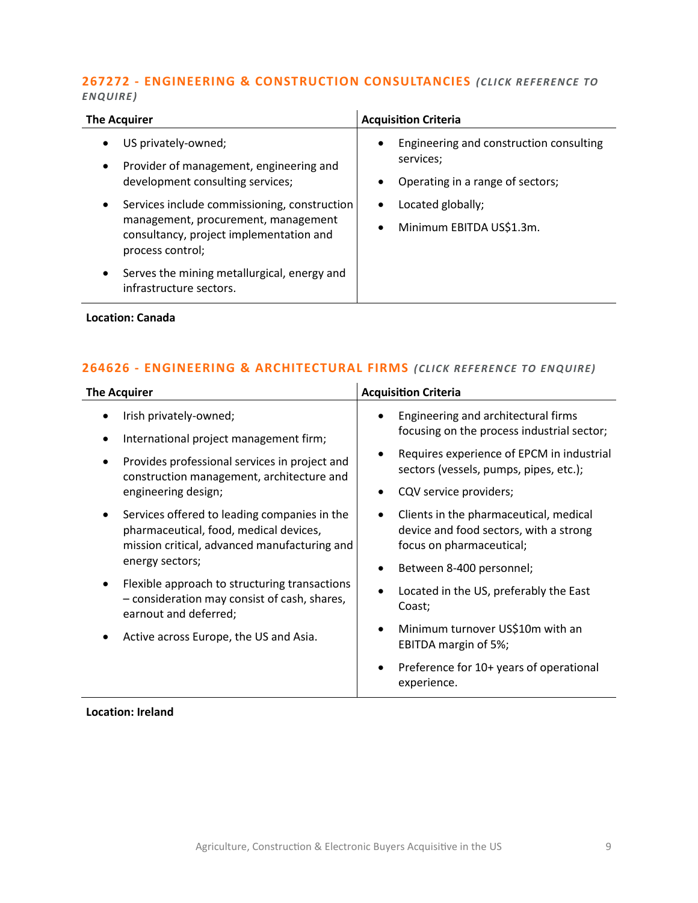### 267272 - ENGINEERING & CONSTRUCTION CONSULTANCIES *(CLICK REFERENCE TO ENQUIRE)*

| The Acquirer | Acquisition Criteria |
|---|---|
| • US privately-owned;<br>• Provider of management, engineering and development consulting services;<br>• Services include commissioning, construction management, procurement, management consultancy, project implementation and process control;<br>• Serves the mining metallurgical, energy and infrastructure sectors. | • Engineering and construction consulting services;<br>• Operating in a range of sectors;<br>• Located globally;<br>• Minimum EBITDA US$1.3m. |

**Location: Canada**

### 264626 - ENGINEERING & ARCHITECTURAL FIRMS *(CLICK REFERENCE TO ENQUIRE)*

| The Acquirer | Acquisition Criteria |
|---|---|
| • Irish privately-owned;<br>• International project management firm;<br>• Provides professional services in project and construction management, architecture and engineering design;<br>• Services offered to leading companies in the pharmaceutical, food, medical devices, mission critical, advanced manufacturing and energy sectors;<br>• Flexible approach to structuring transactions – consideration may consist of cash, shares, earnout and deferred;<br>• Active across Europe, the US and Asia. | • Engineering and architectural firms focusing on the process industrial sector;<br>• Requires experience of EPCM in industrial sectors (vessels, pumps, pipes, etc.);<br>• CQV service providers;<br>• Clients in the pharmaceutical, medical device and food sectors, with a strong focus on pharmaceutical;<br>• Between 8-400 personnel;<br>• Located in the US, preferably the East Coast;<br>• Minimum turnover US$10m with an EBITDA margin of 5%;<br>• Preference for 10+ years of operational experience. |

**Location: Ireland**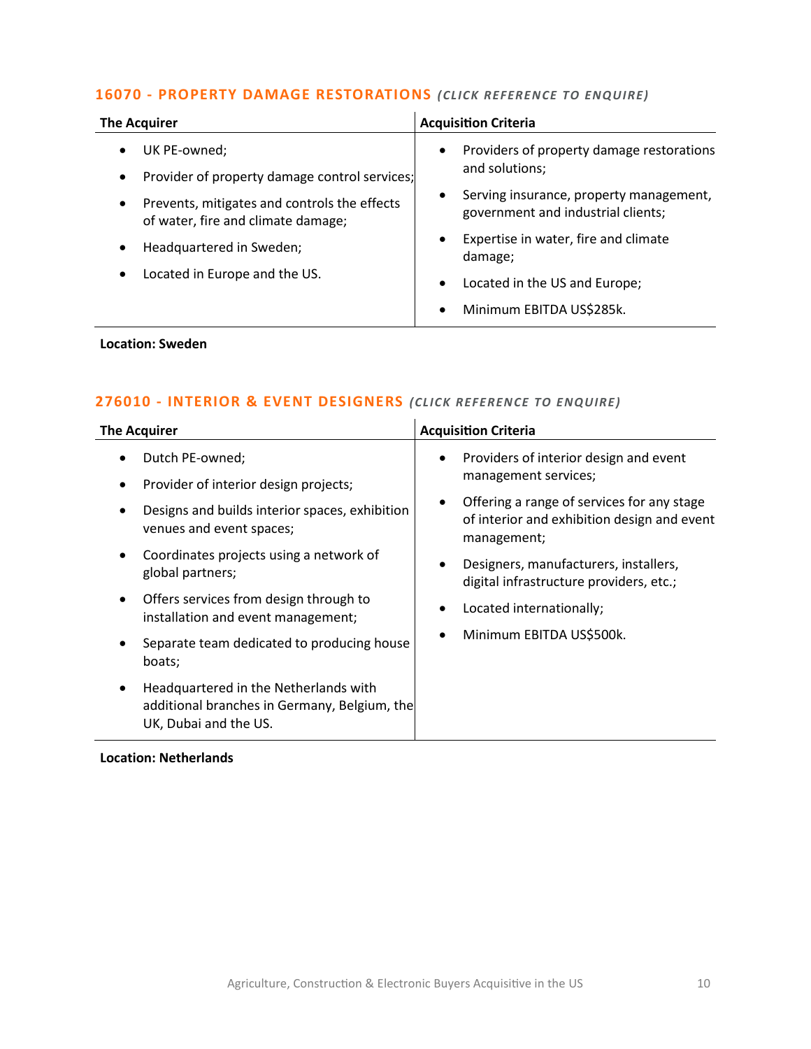### 16070 - PROPERTY DAMAGE RESTORATIONS *(CLICK REFERENCE TO ENQUIRE)*

| The Acquirer | Acquisition Criteria |
| --- | --- |
| • UK PE-owned;<br>• Provider of property damage control services;<br>• Prevents, mitigates and controls the effects of water, fire and climate damage;<br>• Headquartered in Sweden;<br>• Located in Europe and the US. | • Providers of property damage restorations and solutions;<br>• Serving insurance, property management, government and industrial clients;<br>• Expertise in water, fire and climate damage;<br>• Located in the US and Europe;<br>• Minimum EBITDA US$285k. |

**Location: Sweden**

### 276010 - INTERIOR & EVENT DESIGNERS *(CLICK REFERENCE TO ENQUIRE)*

| The Acquirer | Acquisition Criteria |
| --- | --- |
| • Dutch PE-owned;<br>• Provider of interior design projects;<br>• Designs and builds interior spaces, exhibition venues and event spaces;<br>• Coordinates projects using a network of global partners;<br>• Offers services from design through to installation and event management;<br>• Separate team dedicated to producing house boats;<br>• Headquartered in the Netherlands with additional branches in Germany, Belgium, the UK, Dubai and the US. | • Providers of interior design and event management services;<br>• Offering a range of services for any stage of interior and exhibition design and event management;<br>• Designers, manufacturers, installers, digital infrastructure providers, etc.;<br>• Located internationally;<br>• Minimum EBITDA US$500k. |

**Location: Netherlands**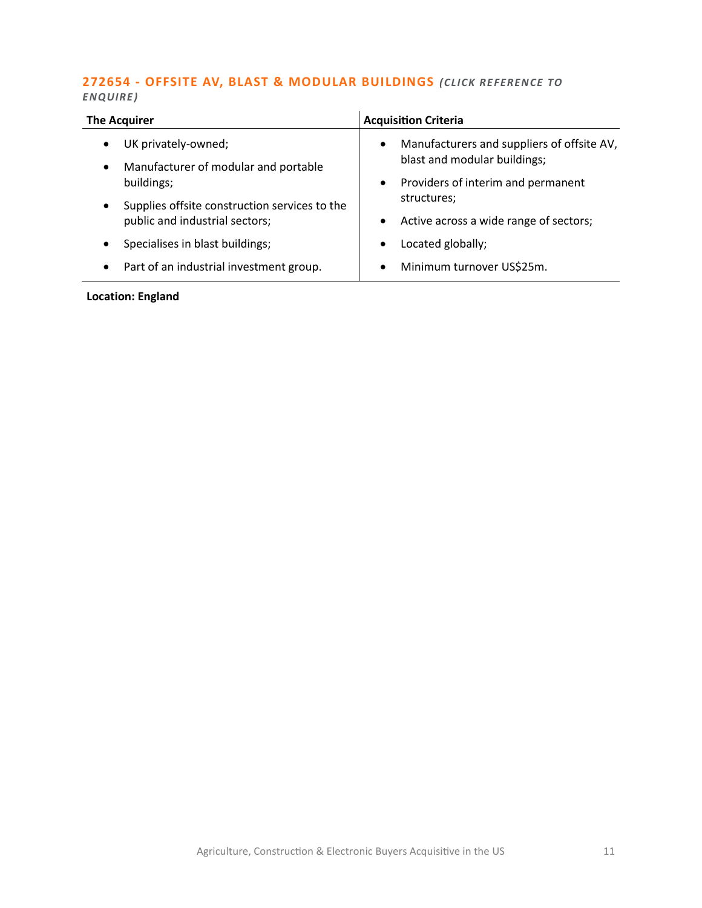### 272654 - OFFSITE AV, BLAST & MODULAR BUILDINGS *(CLICK REFERENCE TO ENQUIRE)*

| The Acquirer | Acquisition Criteria |
|---|---|
| • UK privately-owned;<br>• Manufacturer of modular and portable buildings;<br>• Supplies offsite construction services to the public and industrial sectors;<br>• Specialises in blast buildings;<br>• Part of an industrial investment group. | • Manufacturers and suppliers of offsite AV, blast and modular buildings;<br>• Providers of interim and permanent structures;<br>• Active across a wide range of sectors;<br>• Located globally;<br>• Minimum turnover US$25m. |

**Location: England**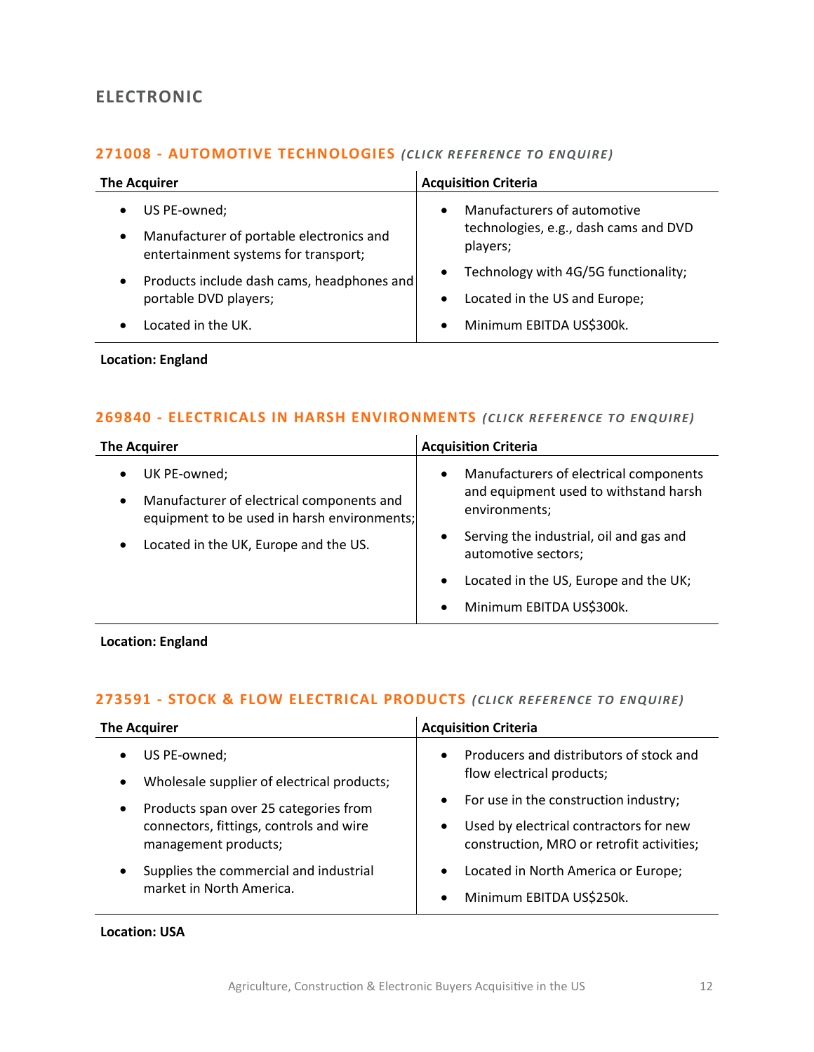## ELECTRONIC

### 271008 - AUTOMOTIVE TECHNOLOGIES *(CLICK REFERENCE TO ENQUIRE)*

| The Acquirer | Acquisition Criteria |
|---|---|
| • US PE-owned;<br>• Manufacturer of portable electronics and entertainment systems for transport;<br>• Products include dash cams, headphones and portable DVD players;<br>• Located in the UK. | • Manufacturers of automotive technologies, e.g., dash cams and DVD players;<br>• Technology with 4G/5G functionality;<br>• Located in the US and Europe;<br>• Minimum EBITDA US$300k. |

**Location: England**

### 269840 - ELECTRICALS IN HARSH ENVIRONMENTS *(CLICK REFERENCE TO ENQUIRE)*

| The Acquirer | Acquisition Criteria |
|---|---|
| • UK PE-owned;<br>• Manufacturer of electrical components and equipment to be used in harsh environments;<br>• Located in the UK, Europe and the US. | • Manufacturers of electrical components and equipment used to withstand harsh environments;<br>• Serving the industrial, oil and gas and automotive sectors;<br>• Located in the US, Europe and the UK;<br>• Minimum EBITDA US$300k. |

**Location: England**

### 273591 - STOCK & FLOW ELECTRICAL PRODUCTS *(CLICK REFERENCE TO ENQUIRE)*

| The Acquirer | Acquisition Criteria |
|---|---|
| • US PE-owned;<br>• Wholesale supplier of electrical products;<br>• Products span over 25 categories from connectors, fittings, controls and wire management products;<br>• Supplies the commercial and industrial market in North America. | • Producers and distributors of stock and flow electrical products;<br>• For use in the construction industry;<br>• Used by electrical contractors for new construction, MRO or retrofit activities;<br>• Located in North America or Europe;<br>• Minimum EBITDA US$250k. |

**Location: USA**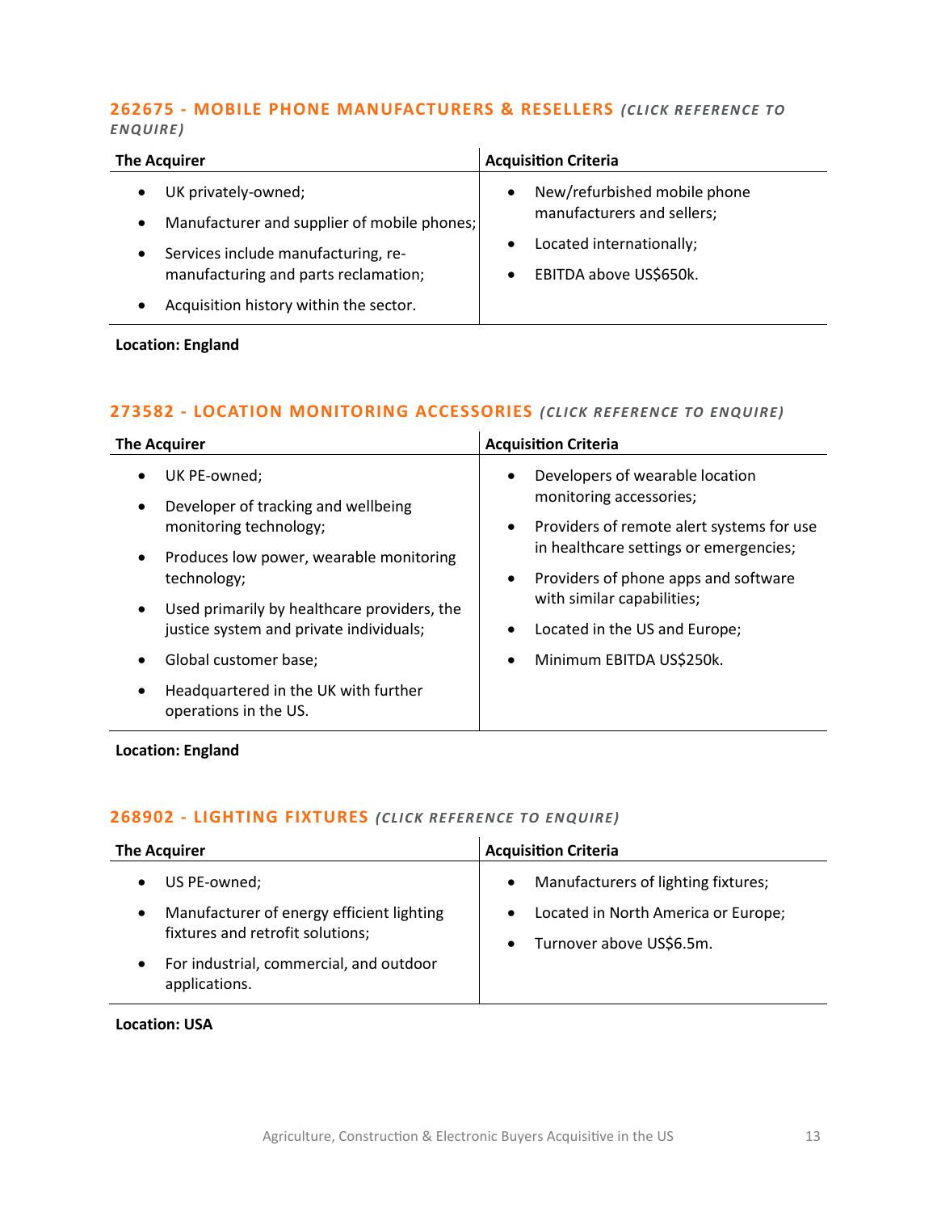### 262675 - MOBILE PHONE MANUFACTURERS & RESELLERS *(CLICK REFERENCE TO ENQUIRE)*

| The Acquirer | Acquisition Criteria |
|---|---|
| • UK privately-owned;<br>• Manufacturer and supplier of mobile phones;<br>• Services include manufacturing, re-manufacturing and parts reclamation;<br>• Acquisition history within the sector. | • New/refurbished mobile phone manufacturers and sellers;<br>• Located internationally;<br>• EBITDA above US$650k. |

**Location: England**

### 273582 - LOCATION MONITORING ACCESSORIES *(CLICK REFERENCE TO ENQUIRE)*

| The Acquirer | Acquisition Criteria |
|---|---|
| • UK PE-owned;<br>• Developer of tracking and wellbeing monitoring technology;<br>• Produces low power, wearable monitoring technology;<br>• Used primarily by healthcare providers, the justice system and private individuals;<br>• Global customer base;<br>• Headquartered in the UK with further operations in the US. | • Developers of wearable location monitoring accessories;<br>• Providers of remote alert systems for use in healthcare settings or emergencies;<br>• Providers of phone apps and software with similar capabilities;<br>• Located in the US and Europe;<br>• Minimum EBITDA US$250k. |

**Location: England**

### 268902 - LIGHTING FIXTURES *(CLICK REFERENCE TO ENQUIRE)*

| The Acquirer | Acquisition Criteria |
|---|---|
| • US PE-owned;<br>• Manufacturer of energy efficient lighting fixtures and retrofit solutions;<br>• For industrial, commercial, and outdoor applications. | • Manufacturers of lighting fixtures;<br>• Located in North America or Europe;<br>• Turnover above US$6.5m. |

**Location: USA**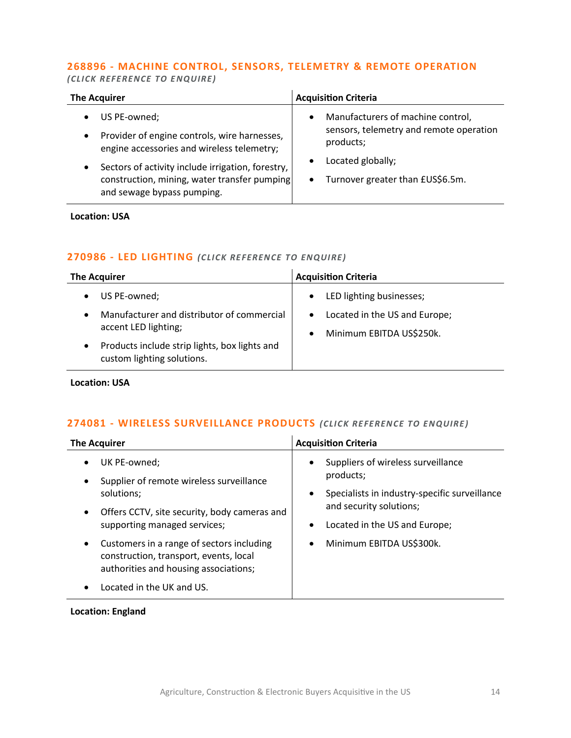### 268896 - MACHINE CONTROL, SENSORS, TELEMETRY & REMOTE OPERATION

***(CLICK REFERENCE TO ENQUIRE)***

| The Acquirer | Acquisition Criteria |
|---|---|
| • US PE-owned;<br>• Provider of engine controls, wire harnesses, engine accessories and wireless telemetry;<br>• Sectors of activity include irrigation, forestry, construction, mining, water transfer pumping and sewage bypass pumping. | • Manufacturers of machine control, sensors, telemetry and remote operation products;<br>• Located globally;<br>• Turnover greater than £US$6.5m. |

**Location: USA**

### 270986 - LED LIGHTING ***(CLICK REFERENCE TO ENQUIRE)***

| The Acquirer | Acquisition Criteria |
|---|---|
| • US PE-owned;<br>• Manufacturer and distributor of commercial accent LED lighting;<br>• Products include strip lights, box lights and custom lighting solutions. | • LED lighting businesses;<br>• Located in the US and Europe;<br>• Minimum EBITDA US$250k. |

**Location: USA**

### 274081 - WIRELESS SURVEILLANCE PRODUCTS ***(CLICK REFERENCE TO ENQUIRE)***

| The Acquirer | Acquisition Criteria |
|---|---|
| • UK PE-owned;<br>• Supplier of remote wireless surveillance solutions;<br>• Offers CCTV, site security, body cameras and supporting managed services;<br>• Customers in a range of sectors including construction, transport, events, local authorities and housing associations;<br>• Located in the UK and US. | • Suppliers of wireless surveillance products;<br>• Specialists in industry-specific surveillance and security solutions;<br>• Located in the US and Europe;<br>• Minimum EBITDA US$300k. |

**Location: England**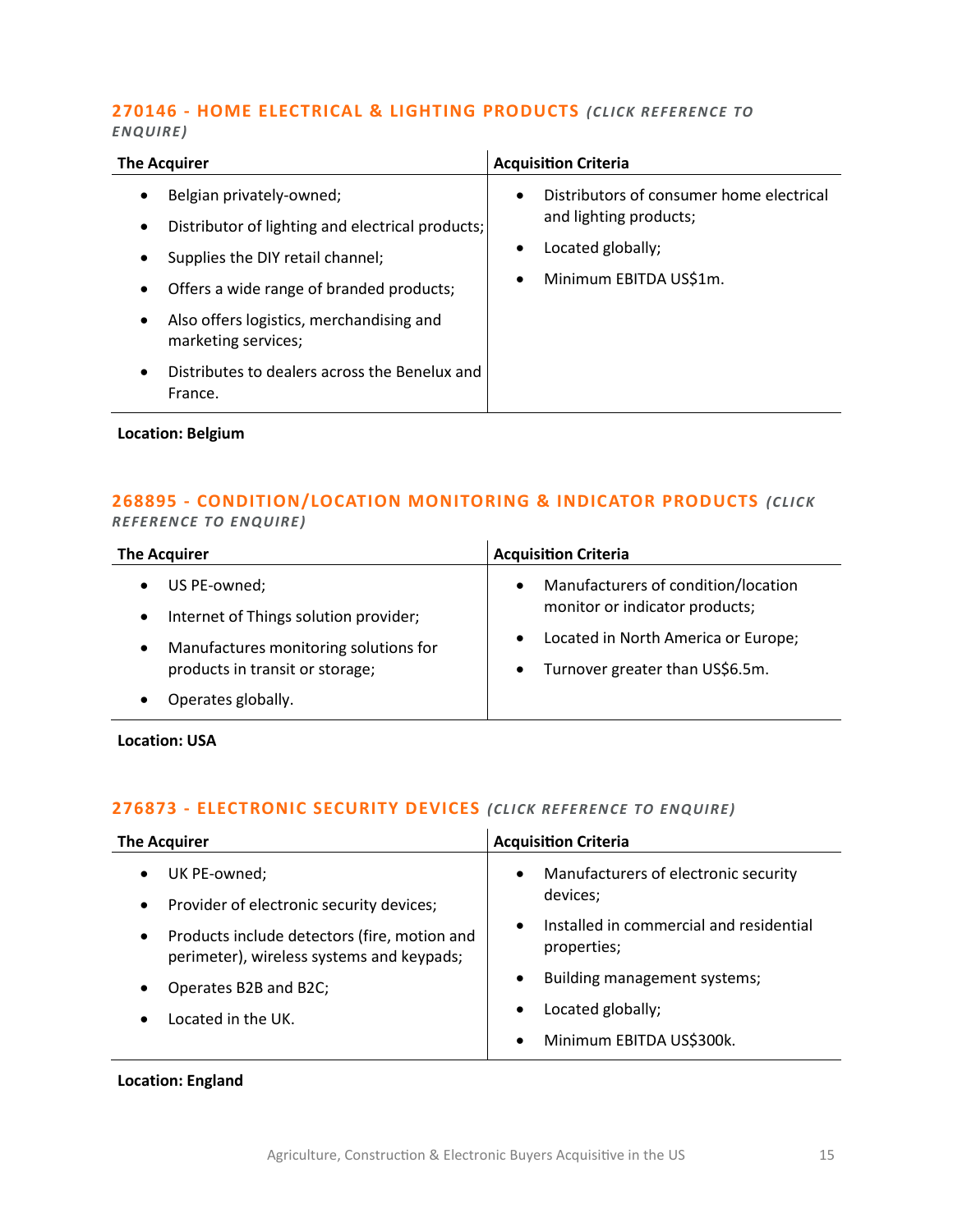### 270146 - HOME ELECTRICAL & LIGHTING PRODUCTS *(CLICK REFERENCE TO ENQUIRE)*

| The Acquirer | Acquisition Criteria |
|---|---|
| • Belgian privately-owned;<br>• Distributor of lighting and electrical products;<br>• Supplies the DIY retail channel;<br>• Offers a wide range of branded products;<br>• Also offers logistics, merchandising and marketing services;<br>• Distributes to dealers across the Benelux and France. | • Distributors of consumer home electrical and lighting products;<br>• Located globally;<br>• Minimum EBITDA US$1m. |

**Location: Belgium**

### 268895 - CONDITION/LOCATION MONITORING & INDICATOR PRODUCTS *(CLICK REFERENCE TO ENQUIRE)*

| The Acquirer | Acquisition Criteria |
|---|---|
| • US PE-owned;<br>• Internet of Things solution provider;<br>• Manufactures monitoring solutions for products in transit or storage;<br>• Operates globally. | • Manufacturers of condition/location monitor or indicator products;<br>• Located in North America or Europe;<br>• Turnover greater than US$6.5m. |

**Location: USA**

### 276873 - ELECTRONIC SECURITY DEVICES *(CLICK REFERENCE TO ENQUIRE)*

| The Acquirer | Acquisition Criteria |
|---|---|
| • UK PE-owned;<br>• Provider of electronic security devices;<br>• Products include detectors (fire, motion and perimeter), wireless systems and keypads;<br>• Operates B2B and B2C;<br>• Located in the UK. | • Manufacturers of electronic security devices;<br>• Installed in commercial and residential properties;<br>• Building management systems;<br>• Located globally;<br>• Minimum EBITDA US$300k. |

**Location: England**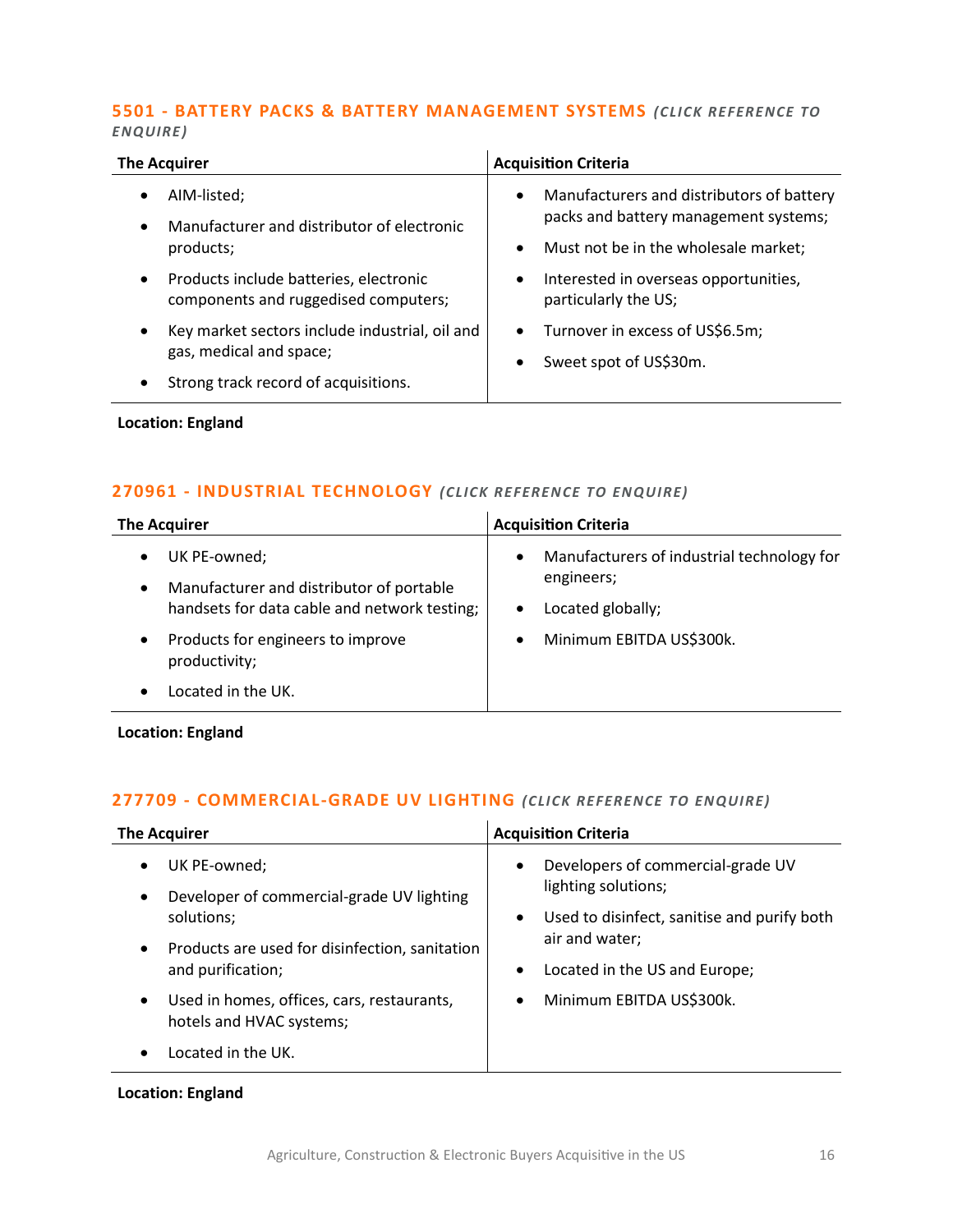## 5501 - BATTERY PACKS & BATTERY MANAGEMENT SYSTEMS *(CLICK REFERENCE TO ENQUIRE)*

| The Acquirer | Acquisition Criteria |
|---|---|
| • AIM-listed;<br>• Manufacturer and distributor of electronic products;<br>• Products include batteries, electronic components and ruggedised computers;<br>• Key market sectors include industrial, oil and gas, medical and space;<br>• Strong track record of acquisitions. | • Manufacturers and distributors of battery packs and battery management systems;<br>• Must not be in the wholesale market;<br>• Interested in overseas opportunities, particularly the US;<br>• Turnover in excess of US$6.5m;<br>• Sweet spot of US$30m. |

**Location: England**

## 270961 - INDUSTRIAL TECHNOLOGY *(CLICK REFERENCE TO ENQUIRE)*

| The Acquirer | Acquisition Criteria |
|---|---|
| • UK PE-owned;<br>• Manufacturer and distributor of portable handsets for data cable and network testing;<br>• Products for engineers to improve productivity;<br>• Located in the UK. | • Manufacturers of industrial technology for engineers;<br>• Located globally;<br>• Minimum EBITDA US$300k. |

**Location: England**

## 277709 - COMMERCIAL-GRADE UV LIGHTING *(CLICK REFERENCE TO ENQUIRE)*

| The Acquirer | Acquisition Criteria |
|---|---|
| • UK PE-owned;<br>• Developer of commercial-grade UV lighting solutions;<br>• Products are used for disinfection, sanitation and purification;<br>• Used in homes, offices, cars, restaurants, hotels and HVAC systems;<br>• Located in the UK. | • Developers of commercial-grade UV lighting solutions;<br>• Used to disinfect, sanitise and purify both air and water;<br>• Located in the US and Europe;<br>• Minimum EBITDA US$300k. |

**Location: England**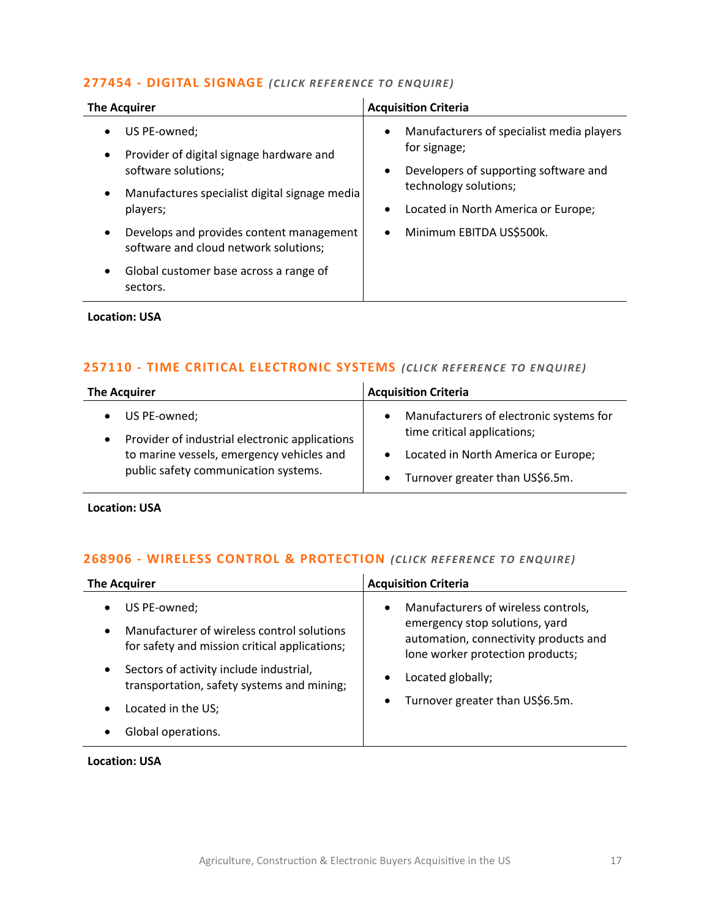### 277454 - DIGITAL SIGNAGE *(CLICK REFERENCE TO ENQUIRE)*

| The Acquirer | Acquisition Criteria |
|---|---|
| • US PE-owned;<br>• Provider of digital signage hardware and software solutions;<br>• Manufactures specialist digital signage media players;<br>• Develops and provides content management software and cloud network solutions;<br>• Global customer base across a range of sectors. | • Manufacturers of specialist media players for signage;<br>• Developers of supporting software and technology solutions;<br>• Located in North America or Europe;<br>• Minimum EBITDA US$500k. |

**Location: USA**

### 257110 - TIME CRITICAL ELECTRONIC SYSTEMS *(CLICK REFERENCE TO ENQUIRE)*

| The Acquirer | Acquisition Criteria |
|---|---|
| • US PE-owned;<br>• Provider of industrial electronic applications to marine vessels, emergency vehicles and public safety communication systems. | • Manufacturers of electronic systems for time critical applications;<br>• Located in North America or Europe;<br>• Turnover greater than US$6.5m. |

**Location: USA**

### 268906 - WIRELESS CONTROL & PROTECTION *(CLICK REFERENCE TO ENQUIRE)*

| The Acquirer | Acquisition Criteria |
|---|---|
| • US PE-owned;<br>• Manufacturer of wireless control solutions for safety and mission critical applications;<br>• Sectors of activity include industrial, transportation, safety systems and mining;<br>• Located in the US;<br>• Global operations. | • Manufacturers of wireless controls, emergency stop solutions, yard automation, connectivity products and lone worker protection products;<br>• Located globally;<br>• Turnover greater than US$6.5m. |

**Location: USA**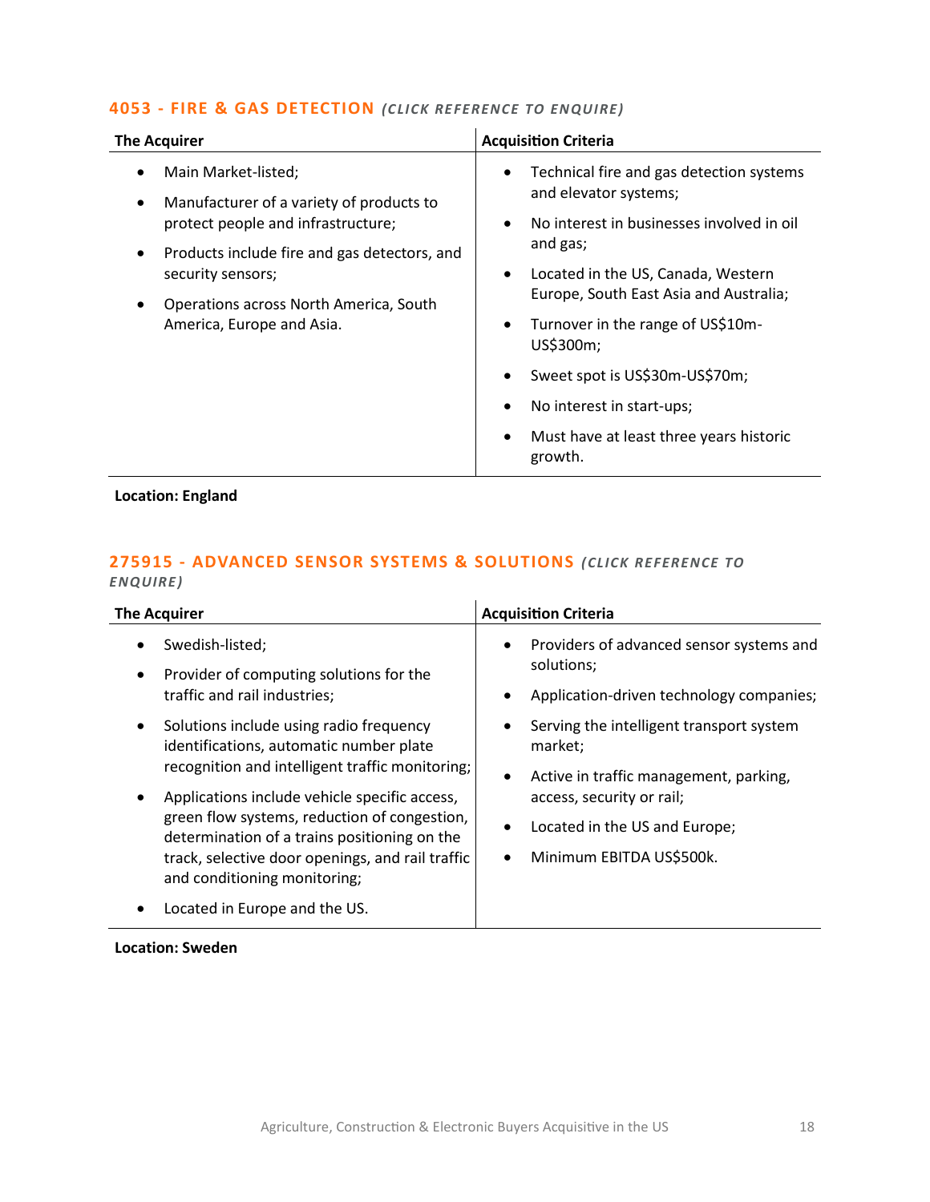### 4053 - FIRE & GAS DETECTION *(CLICK REFERENCE TO ENQUIRE)*

| The Acquirer | Acquisition Criteria |
|---|---|
| • Main Market-listed;<br>• Manufacturer of a variety of products to protect people and infrastructure;<br>• Products include fire and gas detectors, and security sensors;<br>• Operations across North America, South America, Europe and Asia. | • Technical fire and gas detection systems and elevator systems;<br>• No interest in businesses involved in oil and gas;<br>• Located in the US, Canada, Western Europe, South East Asia and Australia;<br>• Turnover in the range of US$10m-US$300m;<br>• Sweet spot is US$30m-US$70m;<br>• No interest in start-ups;<br>• Must have at least three years historic growth. |

**Location: England**

### 275915 - ADVANCED SENSOR SYSTEMS & SOLUTIONS *(CLICK REFERENCE TO ENQUIRE)*

| The Acquirer | Acquisition Criteria |
|---|---|
| • Swedish-listed;<br>• Provider of computing solutions for the traffic and rail industries;<br>• Solutions include using radio frequency identifications, automatic number plate recognition and intelligent traffic monitoring;<br>• Applications include vehicle specific access, green flow systems, reduction of congestion, determination of a trains positioning on the track, selective door openings, and rail traffic and conditioning monitoring;<br>• Located in Europe and the US. | • Providers of advanced sensor systems and solutions;<br>• Application-driven technology companies;<br>• Serving the intelligent transport system market;<br>• Active in traffic management, parking, access, security or rail;<br>• Located in the US and Europe;<br>• Minimum EBITDA US$500k. |

**Location: Sweden**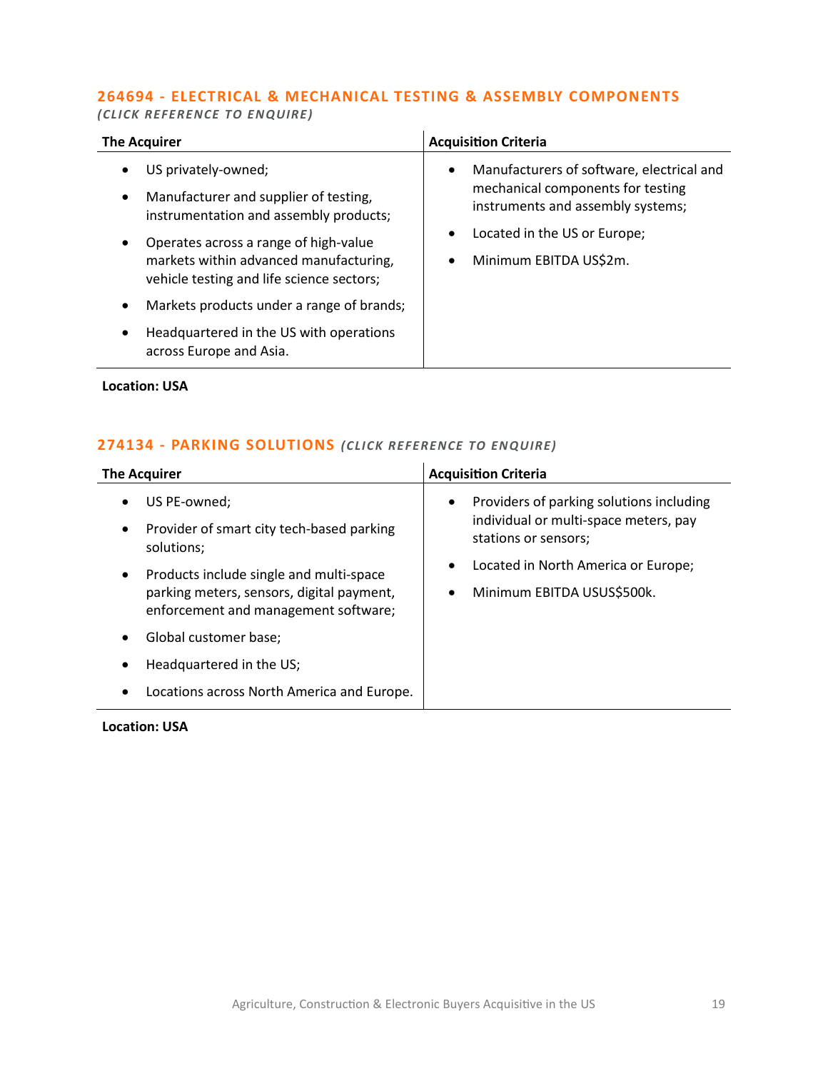### 264694 - ELECTRICAL & MECHANICAL TESTING & ASSEMBLY COMPONENTS

*(CLICK REFERENCE TO ENQUIRE)*

| The Acquirer | Acquisition Criteria |
|---|---|
| • US privately-owned;<br>• Manufacturer and supplier of testing, instrumentation and assembly products;<br>• Operates across a range of high-value markets within advanced manufacturing, vehicle testing and life science sectors;<br>• Markets products under a range of brands;<br>• Headquartered in the US with operations across Europe and Asia. | • Manufacturers of software, electrical and mechanical components for testing instruments and assembly systems;<br>• Located in the US or Europe;<br>• Minimum EBITDA US$2m. |

**Location: USA**

### 274134 - PARKING SOLUTIONS *(CLICK REFERENCE TO ENQUIRE)*

| The Acquirer | Acquisition Criteria |
|---|---|
| • US PE-owned;<br>• Provider of smart city tech-based parking solutions;<br>• Products include single and multi-space parking meters, sensors, digital payment, enforcement and management software;<br>• Global customer base;<br>• Headquartered in the US;<br>• Locations across North America and Europe. | • Providers of parking solutions including individual or multi-space meters, pay stations or sensors;<br>• Located in North America or Europe;<br>• Minimum EBITDA USUS$500k. |

**Location: USA**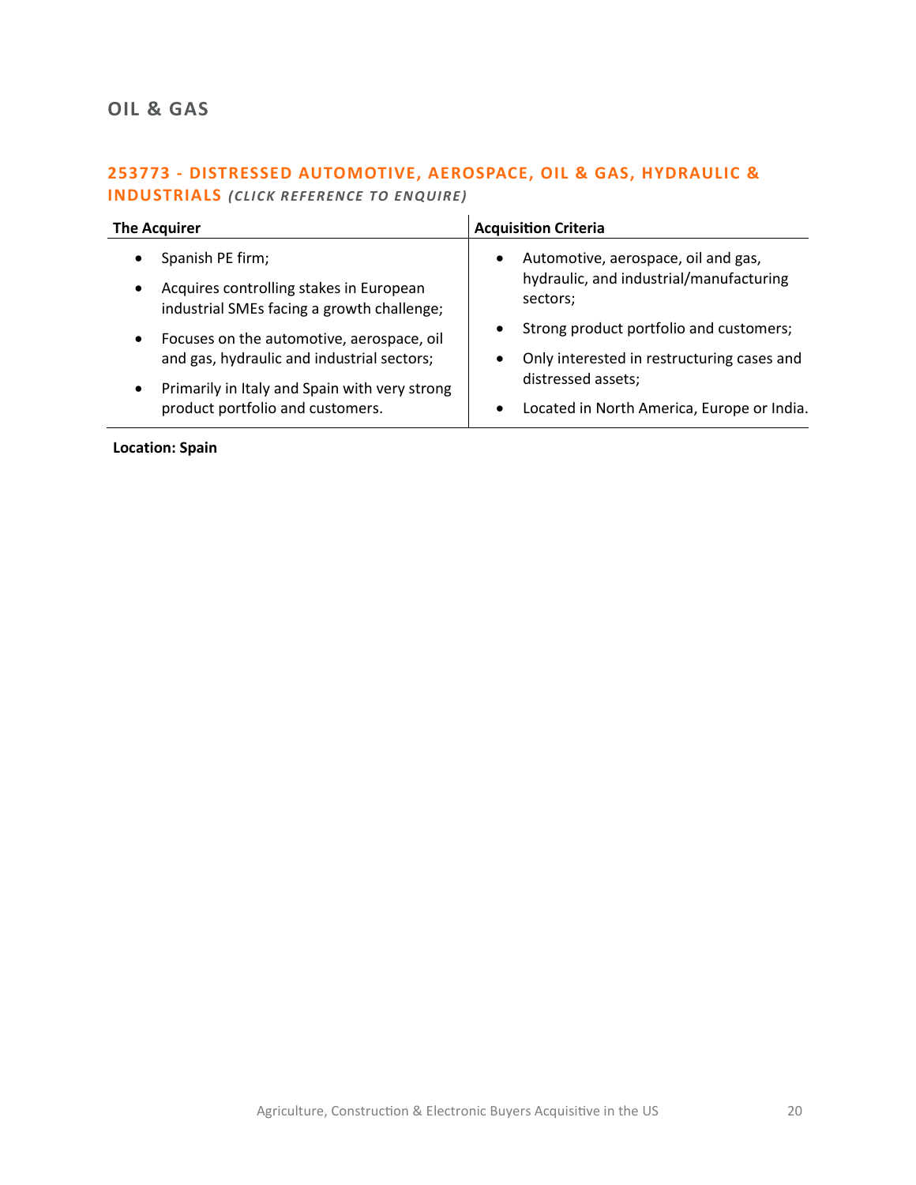## OIL & GAS

### 253773 - DISTRESSED AUTOMOTIVE, AEROSPACE, OIL & GAS, HYDRAULIC & INDUSTRIALS *(CLICK REFERENCE TO ENQUIRE)*

| The Acquirer | Acquisition Criteria |
| --- | --- |
| • Spanish PE firm;<br>• Acquires controlling stakes in European industrial SMEs facing a growth challenge;<br>• Focuses on the automotive, aerospace, oil and gas, hydraulic and industrial sectors;<br>• Primarily in Italy and Spain with very strong product portfolio and customers. | • Automotive, aerospace, oil and gas, hydraulic, and industrial/manufacturing sectors;<br>• Strong product portfolio and customers;<br>• Only interested in restructuring cases and distressed assets;<br>• Located in North America, Europe or India. |

**Location: Spain**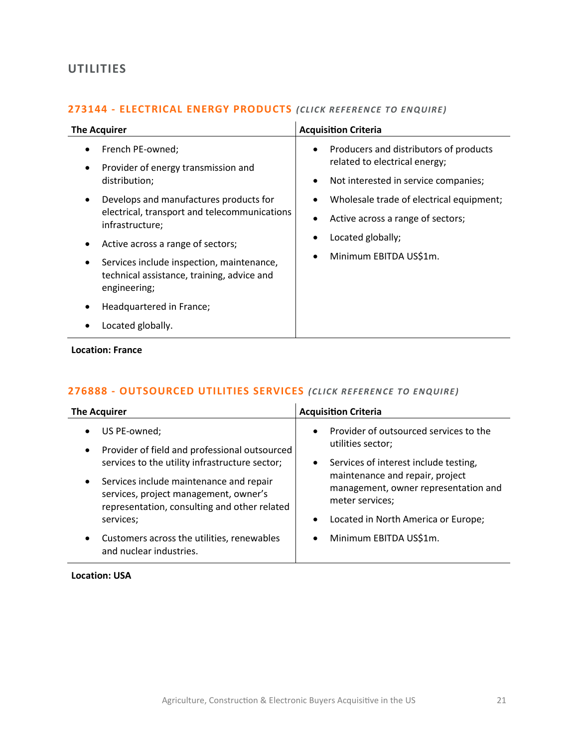## UTILITIES

### 273144 - ELECTRICAL ENERGY PRODUCTS *(CLICK REFERENCE TO ENQUIRE)*

| The Acquirer | Acquisition Criteria |
|---|---|
| • French PE-owned;<br>• Provider of energy transmission and distribution;<br>• Develops and manufactures products for electrical, transport and telecommunications infrastructure;<br>• Active across a range of sectors;<br>• Services include inspection, maintenance, technical assistance, training, advice and engineering;<br>• Headquartered in France;<br>• Located globally. | • Producers and distributors of products related to electrical energy;<br>• Not interested in service companies;<br>• Wholesale trade of electrical equipment;<br>• Active across a range of sectors;<br>• Located globally;<br>• Minimum EBITDA US$1m. |

**Location: France**

### 276888 - OUTSOURCED UTILITIES SERVICES *(CLICK REFERENCE TO ENQUIRE)*

| The Acquirer | Acquisition Criteria |
|---|---|
| • US PE-owned;<br>• Provider of field and professional outsourced services to the utility infrastructure sector;<br>• Services include maintenance and repair services, project management, owner's representation, consulting and other related services;<br>• Customers across the utilities, renewables and nuclear industries. | • Provider of outsourced services to the utilities sector;<br>• Services of interest include testing, maintenance and repair, project management, owner representation and meter services;<br>• Located in North America or Europe;<br>• Minimum EBITDA US$1m. |

**Location: USA**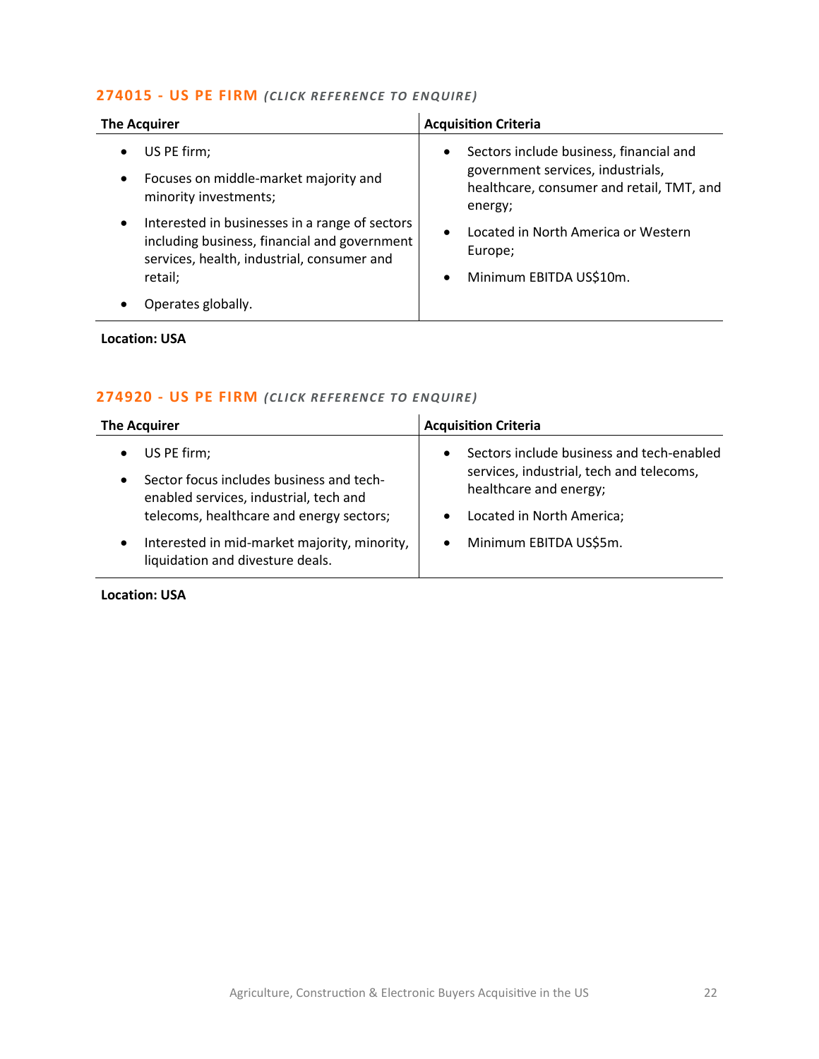### 274015 - US PE FIRM *(CLICK REFERENCE TO ENQUIRE)*

| The Acquirer | Acquisition Criteria |
|---|---|
| • US PE firm;<br>• Focuses on middle-market majority and minority investments;<br>• Interested in businesses in a range of sectors including business, financial and government services, health, industrial, consumer and retail;<br>• Operates globally. | • Sectors include business, financial and government services, industrials, healthcare, consumer and retail, TMT, and energy;<br>• Located in North America or Western Europe;<br>• Minimum EBITDA US$10m. |

**Location: USA**

### 274920 - US PE FIRM *(CLICK REFERENCE TO ENQUIRE)*

| The Acquirer | Acquisition Criteria |
|---|---|
| • US PE firm;<br>• Sector focus includes business and tech-enabled services, industrial, tech and telecoms, healthcare and energy sectors;<br>• Interested in mid-market majority, minority, liquidation and divesture deals. | • Sectors include business and tech-enabled services, industrial, tech and telecoms, healthcare and energy;<br>• Located in North America;<br>• Minimum EBITDA US$5m. |

**Location: USA**